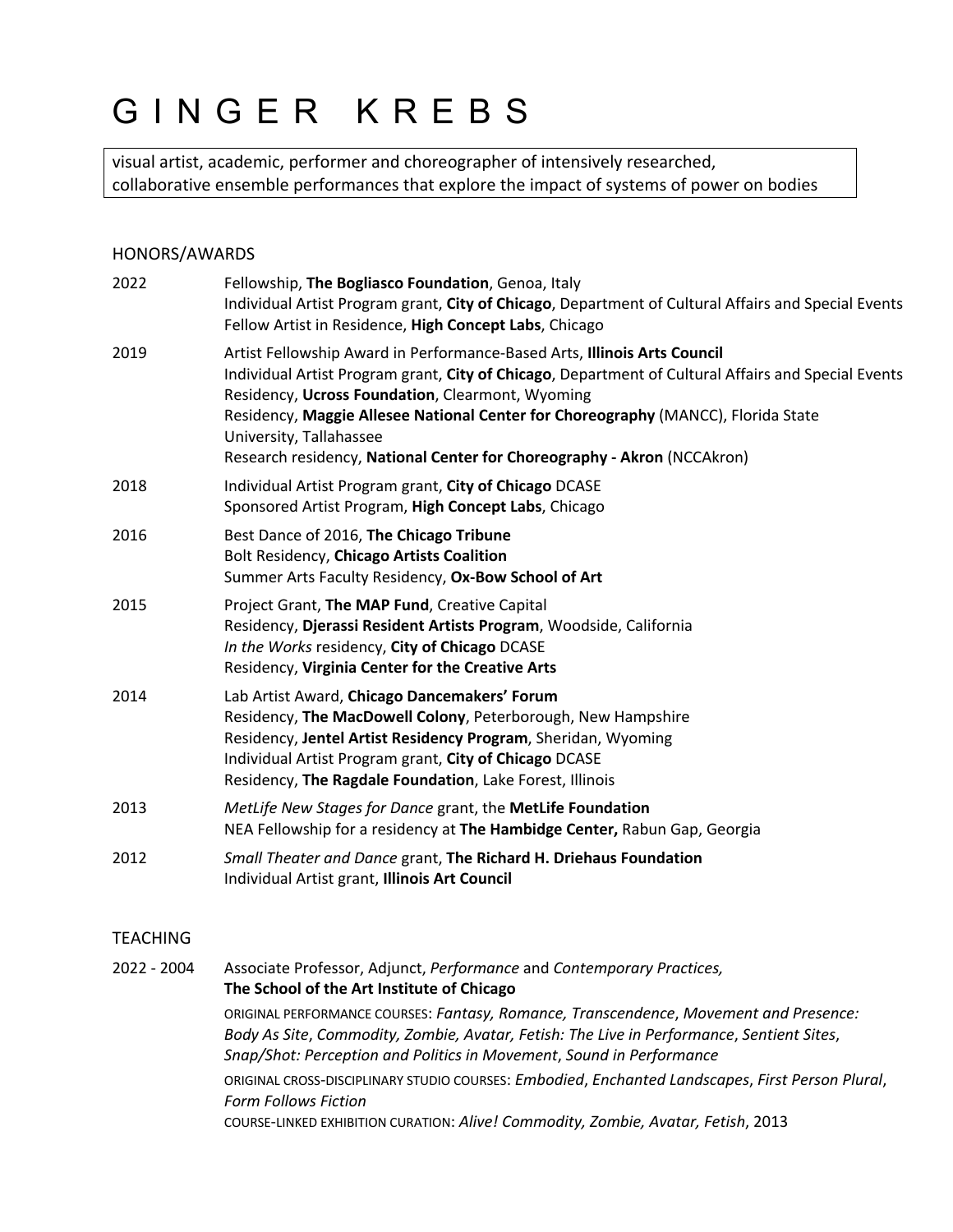# G I N G E R K R E B S

visual artist, academic, performer and choreographer of intensively researched, collaborative ensemble performances that explore the impact of systems of power on bodies

## HONORS/AWARDS

**2022**
- Fellowship, **The Bogliasco Foundation**, Genoa, Italy
- Individual Artist Program grant, **City of Chicago**, Department of Cultural Affairs and Special Events
- Fellow Artist in Residence, **High Concept Labs**, Chicago

**2019**
- Artist Fellowship Award in Performance-Based Arts, **Illinois Arts Council**
- Individual Artist Program grant, **City of Chicago**, Department of Cultural Affairs and Special Events
- Residency, **Ucross Foundation**, Clearmont, Wyoming
- Residency, **Maggie Allesee National Center for Choreography** (MANCC), Florida State University, Tallahassee
- Research residency, **National Center for Choreography - Akron** (NCCAkron)

**2018**
- Individual Artist Program grant, **City of Chicago** DCASE
- Sponsored Artist Program, **High Concept Labs**, Chicago

**2016**
- Best Dance of 2016, **The Chicago Tribune**
- Bolt Residency, **Chicago Artists Coalition**
- Summer Arts Faculty Residency, **Ox-Bow School of Art**

**2015**
- Project Grant, **The MAP Fund**, Creative Capital
- Residency, **Djerassi Resident Artists Program**, Woodside, California
- *In the Works* residency, **City of Chicago** DCASE
- Residency, **Virginia Center for the Creative Arts**

**2014**
- Lab Artist Award, **Chicago Dancemakers' Forum**
- Residency, **The MacDowell Colony**, Peterborough, New Hampshire
- Residency, **Jentel Artist Residency Program**, Sheridan, Wyoming
- Individual Artist Program grant, **City of Chicago** DCASE
- Residency, **The Ragdale Foundation**, Lake Forest, Illinois

**2013**
- *MetLife New Stages for Dance* grant, the **MetLife Foundation**
- NEA Fellowship for a residency at **The Hambidge Center,** Rabun Gap, Georgia

**2012**
- *Small Theater and Dance* grant, **The Richard H. Driehaus Foundation**
- Individual Artist grant, **Illinois Art Council**

## TEACHING

**2022 - 2004**
Associate Professor, Adjunct, *Performance* and *Contemporary Practices,*
**The School of the Art Institute of Chicago**

ORIGINAL PERFORMANCE COURSES: *Fantasy, Romance, Transcendence*, *Movement and Presence: Body As Site*, *Commodity, Zombie, Avatar, Fetish: The Live in Performance*, *Sentient Sites*, *Snap/Shot: Perception and Politics in Movement*, *Sound in Performance*

ORIGINAL CROSS-DISCIPLINARY STUDIO COURSES: *Embodied*, *Enchanted Landscapes*, *First Person Plural*, *Form Follows Fiction*

COURSE-LINKED EXHIBITION CURATION: *Alive! Commodity, Zombie, Avatar, Fetish*, 2013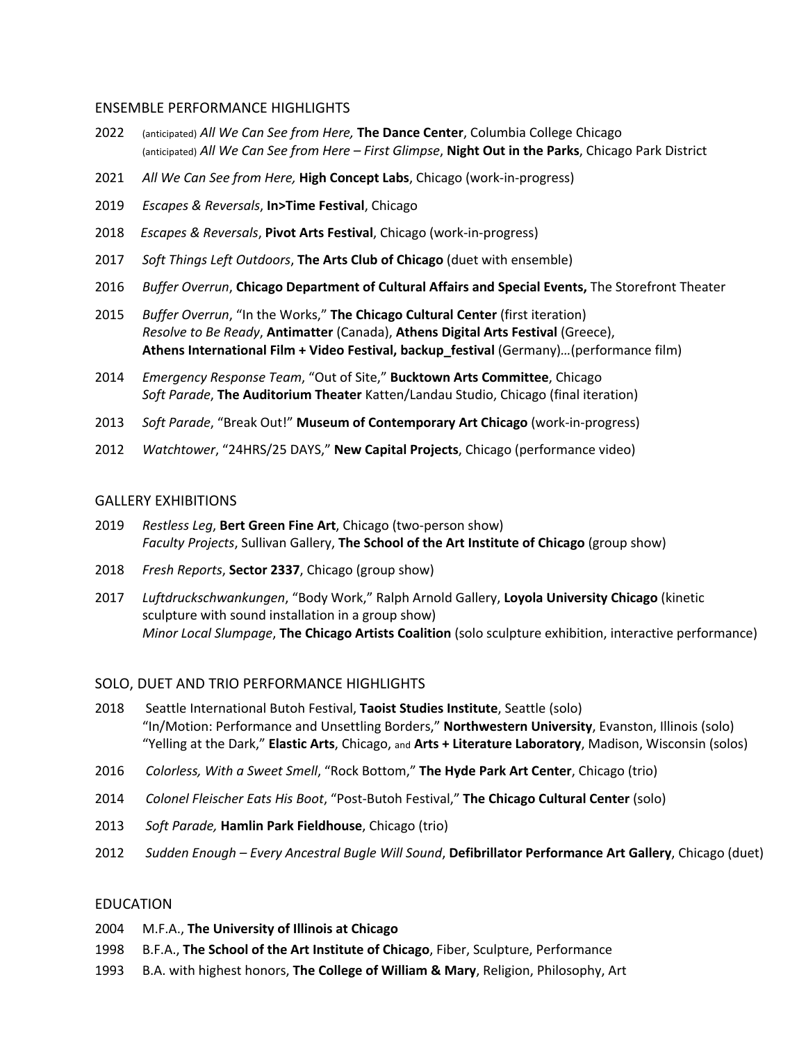## ENSEMBLE PERFORMANCE HIGHLIGHTS

2022 (anticipated) *All We Can See from Here,* **The Dance Center**, Columbia College Chicago
(anticipated) *All We Can See from Here – First Glimpse*, **Night Out in the Parks**, Chicago Park District

2021 *All We Can See from Here,* **High Concept Labs**, Chicago (work-in-progress)

2019 *Escapes & Reversals*, **In>Time Festival**, Chicago

2018 *Escapes & Reversals*, **Pivot Arts Festival**, Chicago (work-in-progress)

2017 *Soft Things Left Outdoors*, **The Arts Club of Chicago** (duet with ensemble)

2016 *Buffer Overrun*, **Chicago Department of Cultural Affairs and Special Events,** The Storefront Theater

2015 *Buffer Overrun*, "In the Works," **The Chicago Cultural Center** (first iteration)
*Resolve to Be Ready*, **Antimatter** (Canada), **Athens Digital Arts Festival** (Greece), **Athens International Film + Video Festival, backup_festival** (Germany)…(performance film)

2014 *Emergency Response Team*, "Out of Site," **Bucktown Arts Committee**, Chicago
*Soft Parade*, **The Auditorium Theater** Katten/Landau Studio, Chicago (final iteration)

2013 *Soft Parade*, "Break Out!" **Museum of Contemporary Art Chicago** (work-in-progress)

2012 *Watchtower*, "24HRS/25 DAYS," **New Capital Projects**, Chicago (performance video)

## GALLERY EXHIBITIONS

2019 *Restless Leg*, **Bert Green Fine Art**, Chicago (two-person show)
*Faculty Projects*, Sullivan Gallery, **The School of the Art Institute of Chicago** (group show)

2018 *Fresh Reports*, **Sector 2337**, Chicago (group show)

2017 *Luftdruckschwankungen*, "Body Work," Ralph Arnold Gallery, **Loyola University Chicago** (kinetic sculpture with sound installation in a group show)
*Minor Local Slumpage*, **The Chicago Artists Coalition** (solo sculpture exhibition, interactive performance)

## SOLO, DUET AND TRIO PERFORMANCE HIGHLIGHTS

2018 Seattle International Butoh Festival, **Taoist Studies Institute**, Seattle (solo)
"In/Motion: Performance and Unsettling Borders," **Northwestern University**, Evanston, Illinois (solo)
"Yelling at the Dark," **Elastic Arts**, Chicago, and **Arts + Literature Laboratory**, Madison, Wisconsin (solos)

2016 *Colorless, With a Sweet Smell*, "Rock Bottom," **The Hyde Park Art Center**, Chicago (trio)

2014 *Colonel Fleischer Eats His Boot*, "Post-Butoh Festival," **The Chicago Cultural Center** (solo)

2013 *Soft Parade,* **Hamlin Park Fieldhouse**, Chicago (trio)

2012 *Sudden Enough – Every Ancestral Bugle Will Sound*, **Defibrillator Performance Art Gallery**, Chicago (duet)

## EDUCATION

2004 M.F.A., **The University of Illinois at Chicago**

1998 B.F.A., **The School of the Art Institute of Chicago**, Fiber, Sculpture, Performance

1993 B.A. with highest honors, **The College of William & Mary**, Religion, Philosophy, Art